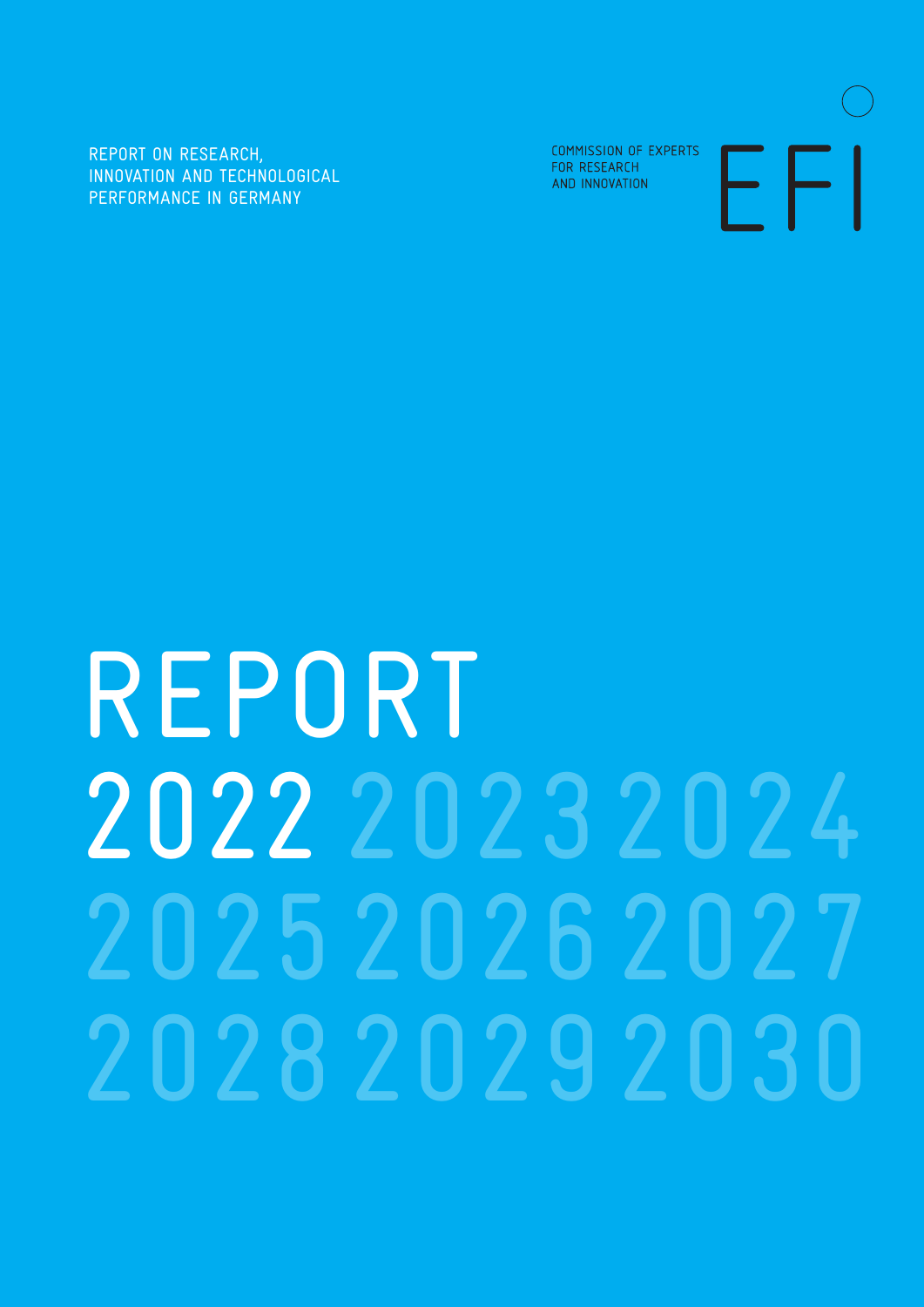REPORT ON RESEARCH, INNOVATION AND TECHNOLOGICAL PERFORMANCE IN GERMANY

COMMISSION OF EXPERTS FOR RESEARCH AND INNOVATION

EFI

# REPORT 2022

2023 2024 2025 2026 2027 2028 2029 2030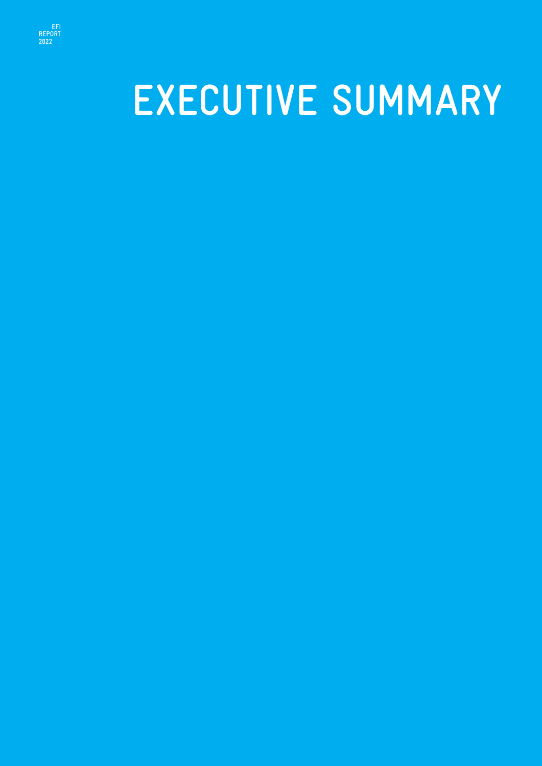# EXECUTIVE SUMMARY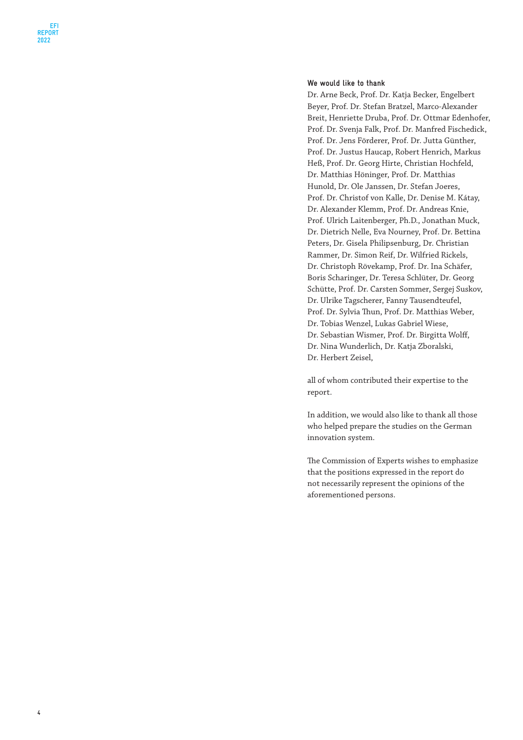**We would like to thank**

Dr. Arne Beck, Prof. Dr. Katja Becker, Engelbert Beyer, Prof. Dr. Stefan Bratzel, Marco-Alexander Breit, Henriette Druba, Prof. Dr. Ottmar Edenhofer, Prof. Dr. Svenja Falk, Prof. Dr. Manfred Fischedick, Prof. Dr. Jens Förderer, Prof. Dr. Jutta Günther, Prof. Dr. Justus Haucap, Robert Henrich, Markus Heß, Prof. Dr. Georg Hirte, Christian Hochfeld, Dr. Matthias Höninger, Prof. Dr. Matthias Hunold, Dr. Ole Janssen, Dr. Stefan Joeres, Prof. Dr. Christof von Kalle, Dr. Denise M. Kátay, Dr. Alexander Klemm, Prof. Dr. Andreas Knie, Prof. Ulrich Laitenberger, Ph.D., Jonathan Muck, Dr. Dietrich Nelle, Eva Nourney, Prof. Dr. Bettina Peters, Dr. Gisela Philipsenburg, Dr. Christian Rammer, Dr. Simon Reif, Dr. Wilfried Rickels, Dr. Christoph Rövekamp, Prof. Dr. Ina Schäfer, Boris Scharinger, Dr. Teresa Schlüter, Dr. Georg Schütte, Prof. Dr. Carsten Sommer, Sergej Suskov, Dr. Ulrike Tagscherer, Fanny Tausendteufel, Prof. Dr. Sylvia Thun, Prof. Dr. Matthias Weber, Dr. Tobias Wenzel, Lukas Gabriel Wiese, Dr. Sebastian Wismer, Prof. Dr. Birgitta Wolff, Dr. Nina Wunderlich, Dr. Katja Zboralski, Dr. Herbert Zeisel,

all of whom contributed their expertise to the report.

In addition, we would also like to thank all those who helped prepare the studies on the German innovation system.

The Commission of Experts wishes to emphasize that the positions expressed in the report do not necessarily represent the opinions of the aforementioned persons.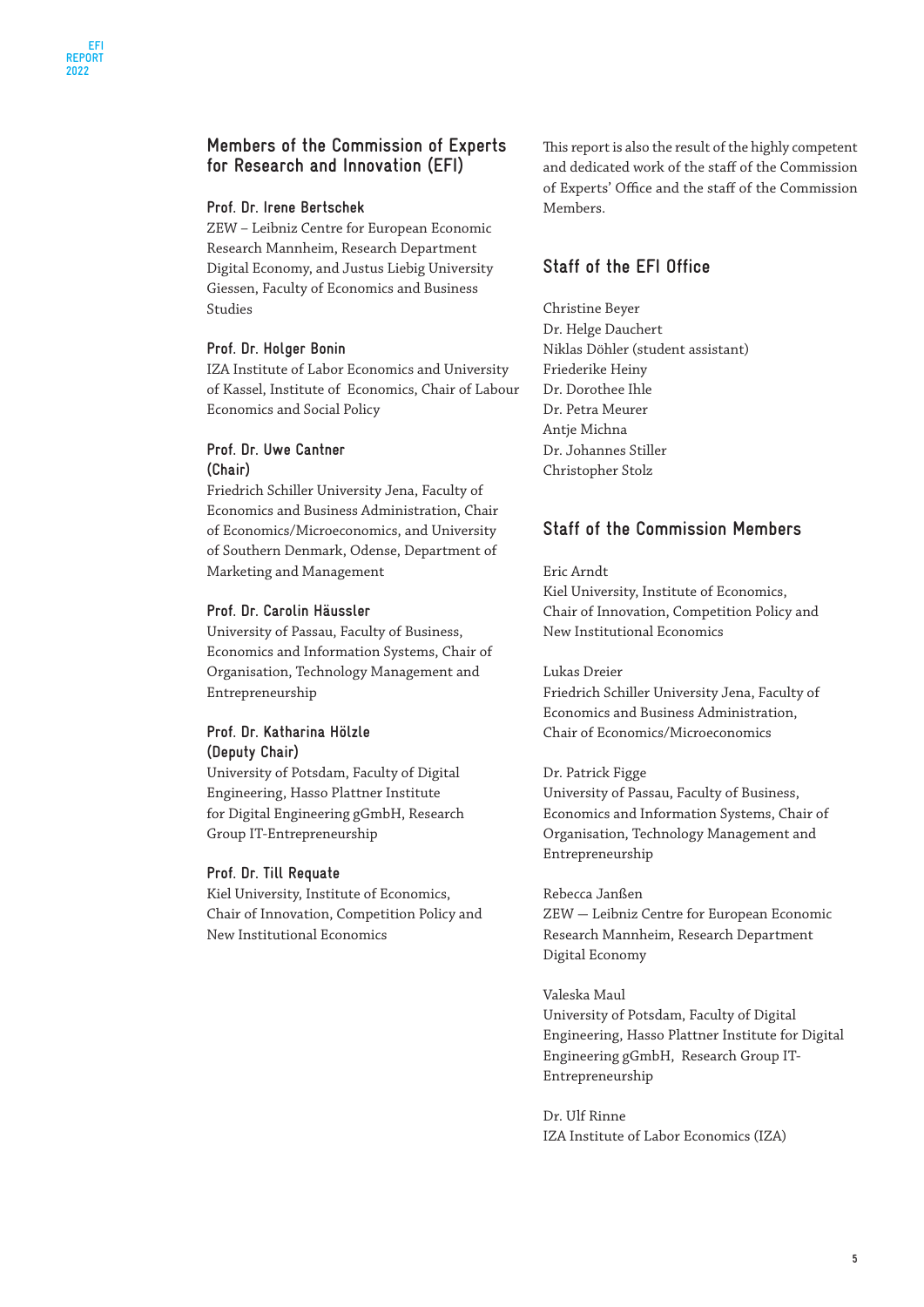## Members of the Commission of Experts for Research and Innovation (EFI)

**Prof. Dr. Irene Bertschek**
ZEW – Leibniz Centre for European Economic Research Mannheim, Research Department Digital Economy, and Justus Liebig University Giessen, Faculty of Economics and Business Studies

**Prof. Dr. Holger Bonin**
IZA Institute of Labor Economics and University of Kassel, Institute of Economics, Chair of Labour Economics and Social Policy

**Prof. Dr. Uwe Cantner (Chair)**
Friedrich Schiller University Jena, Faculty of Economics and Business Administration, Chair of Economics/Microeconomics, and University of Southern Denmark, Odense, Department of Marketing and Management

**Prof. Dr. Carolin Häussler**
University of Passau, Faculty of Business, Economics and Information Systems, Chair of Organisation, Technology Management and Entrepreneurship

**Prof. Dr. Katharina Hölzle (Deputy Chair)**
University of Potsdam, Faculty of Digital Engineering, Hasso Plattner Institute for Digital Engineering gGmbH, Research Group IT-Entrepreneurship

**Prof. Dr. Till Requate**
Kiel University, Institute of Economics, Chair of Innovation, Competition Policy and New Institutional Economics

This report is also the result of the highly competent and dedicated work of the staff of the Commission of Experts' Office and the staff of the Commission Members.

## Staff of the EFI Office

Christine Beyer
Dr. Helge Dauchert
Niklas Döhler (student assistant)
Friederike Heiny
Dr. Dorothee Ihle
Dr. Petra Meurer
Antje Michna
Dr. Johannes Stiller
Christopher Stolz

## Staff of the Commission Members

Eric Arndt
Kiel University, Institute of Economics, Chair of Innovation, Competition Policy and New Institutional Economics

Lukas Dreier
Friedrich Schiller University Jena, Faculty of Economics and Business Administration, Chair of Economics/Microeconomics

Dr. Patrick Figge
University of Passau, Faculty of Business, Economics and Information Systems, Chair of Organisation, Technology Management and Entrepreneurship

Rebecca Janßen
ZEW — Leibniz Centre for European Economic Research Mannheim, Research Department Digital Economy

Valeska Maul
University of Potsdam, Faculty of Digital Engineering, Hasso Plattner Institute for Digital Engineering gGmbH, Research Group IT-Entrepreneurship

Dr. Ulf Rinne
IZA Institute of Labor Economics (IZA)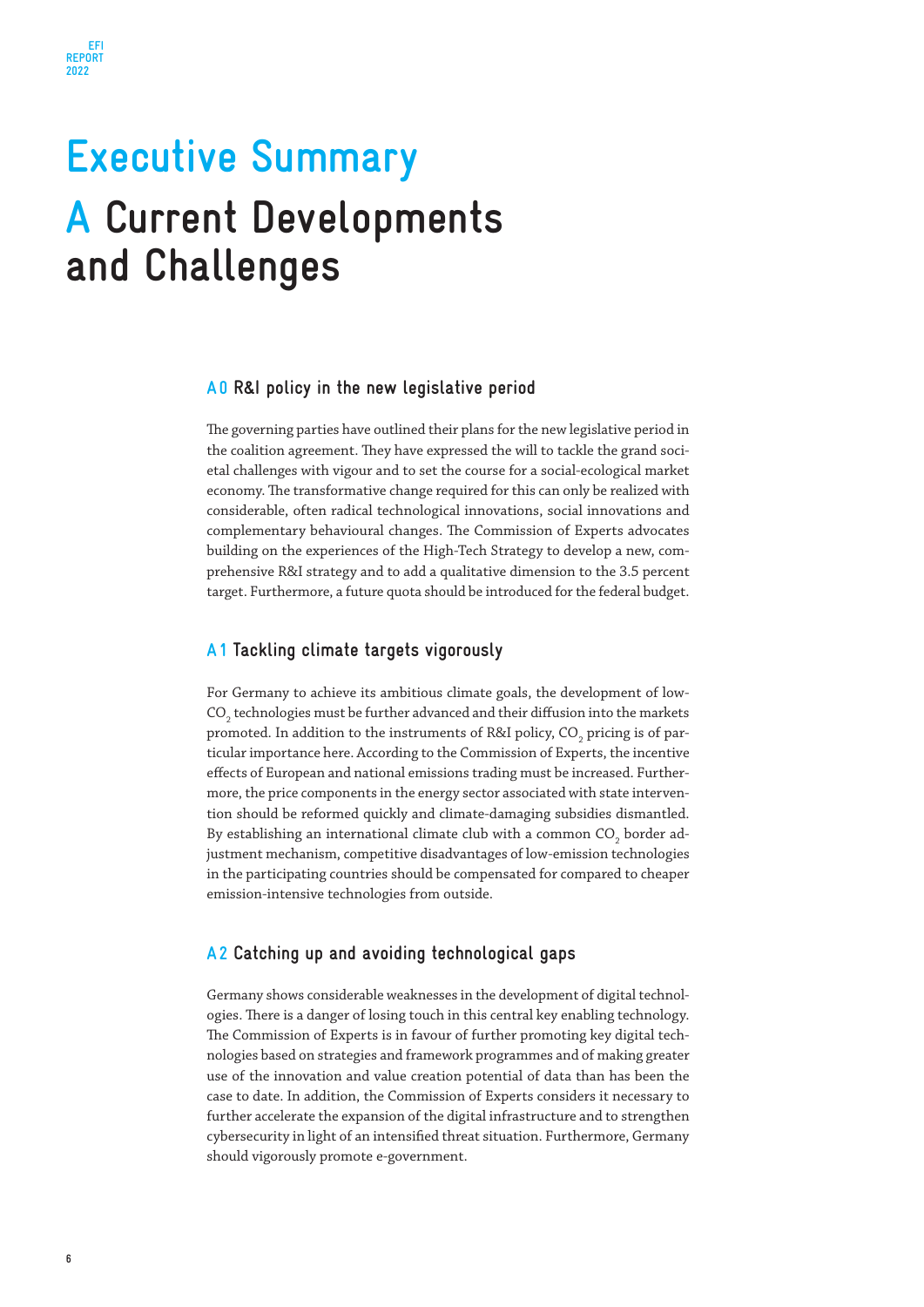# Executive Summary

# A Current Developments and Challenges

## A 0 R&I policy in the new legislative period

The governing parties have outlined their plans for the new legislative period in the coalition agreement. They have expressed the will to tackle the grand societal challenges with vigour and to set the course for a social-ecological market economy. The transformative change required for this can only be realized with considerable, often radical technological innovations, social innovations and complementary behavioural changes. The Commission of Experts advocates building on the experiences of the High-Tech Strategy to develop a new, comprehensive R&I strategy and to add a qualitative dimension to the 3.5 percent target. Furthermore, a future quota should be introduced for the federal budget.

## A 1 Tackling climate targets vigorously

For Germany to achieve its ambitious climate goals, the development of low-$CO_2$ technologies must be further advanced and their diffusion into the markets promoted. In addition to the instruments of R&I policy, $CO_2$ pricing is of particular importance here. According to the Commission of Experts, the incentive effects of European and national emissions trading must be increased. Furthermore, the price components in the energy sector associated with state intervention should be reformed quickly and climate-damaging subsidies dismantled. By establishing an international climate club with a common $CO_2$ border adjustment mechanism, competitive disadvantages of low-emission technologies in the participating countries should be compensated for compared to cheaper emission-intensive technologies from outside.

## A 2 Catching up and avoiding technological gaps

Germany shows considerable weaknesses in the development of digital technologies. There is a danger of losing touch in this central key enabling technology. The Commission of Experts is in favour of further promoting key digital technologies based on strategies and framework programmes and of making greater use of the innovation and value creation potential of data than has been the case to date. In addition, the Commission of Experts considers it necessary to further accelerate the expansion of the digital infrastructure and to strengthen cybersecurity in light of an intensified threat situation. Furthermore, Germany should vigorously promote e-government.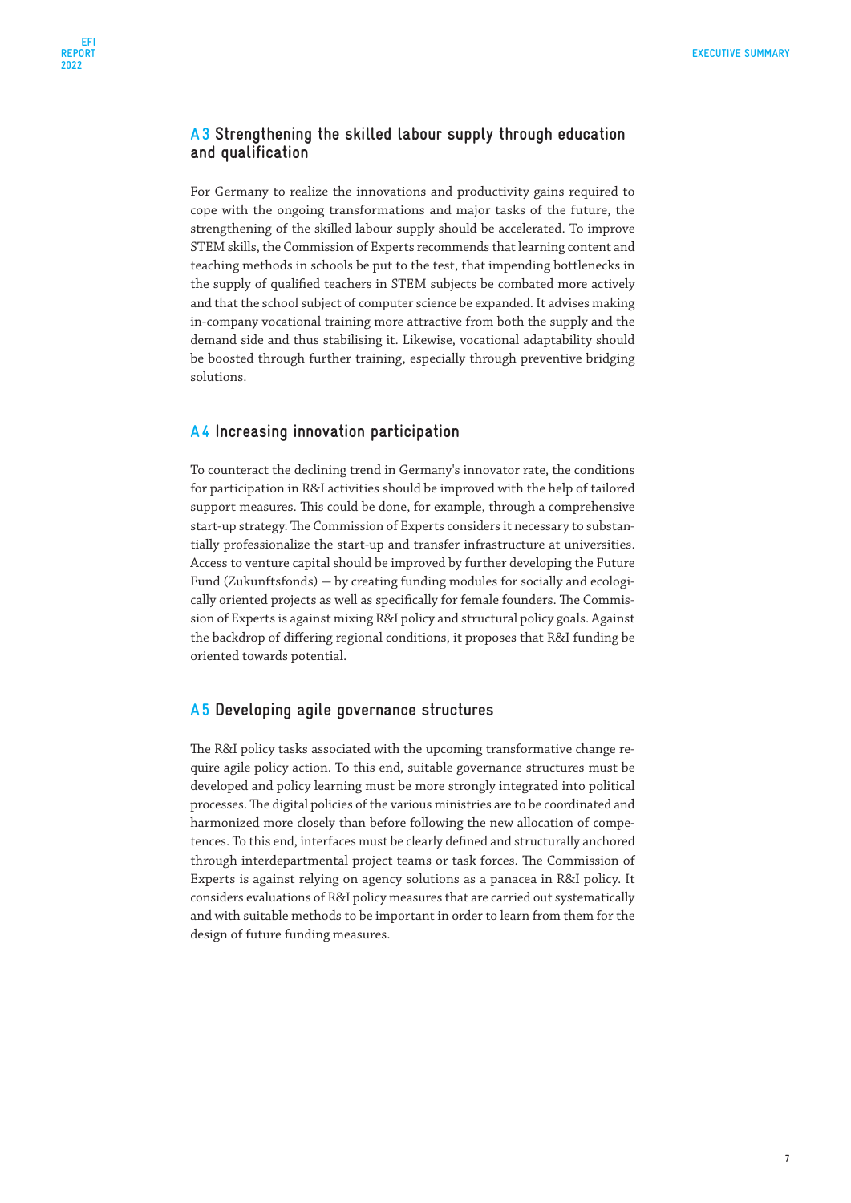## A 3 Strengthening the skilled labour supply through education and qualification

For Germany to realize the innovations and productivity gains required to cope with the ongoing transformations and major tasks of the future, the strengthening of the skilled labour supply should be accelerated. To improve STEM skills, the Commission of Experts recommends that learning content and teaching methods in schools be put to the test, that impending bottlenecks in the supply of qualified teachers in STEM subjects be combated more actively and that the school subject of computer science be expanded. It advises making in-company vocational training more attractive from both the supply and the demand side and thus stabilising it. Likewise, vocational adaptability should be boosted through further training, especially through preventive bridging solutions.

## A 4 Increasing innovation participation

To counteract the declining trend in Germany's innovator rate, the conditions for participation in R&I activities should be improved with the help of tailored support measures. This could be done, for example, through a comprehensive start-up strategy. The Commission of Experts considers it necessary to substantially professionalize the start-up and transfer infrastructure at universities. Access to venture capital should be improved by further developing the Future Fund (Zukunftsfonds) — by creating funding modules for socially and ecologically oriented projects as well as specifically for female founders. The Commission of Experts is against mixing R&I policy and structural policy goals. Against the backdrop of differing regional conditions, it proposes that R&I funding be oriented towards potential.

## A 5 Developing agile governance structures

The R&I policy tasks associated with the upcoming transformative change require agile policy action. To this end, suitable governance structures must be developed and policy learning must be more strongly integrated into political processes. The digital policies of the various ministries are to be coordinated and harmonized more closely than before following the new allocation of competences. To this end, interfaces must be clearly defined and structurally anchored through interdepartmental project teams or task forces. The Commission of Experts is against relying on agency solutions as a panacea in R&I policy. It considers evaluations of R&I policy measures that are carried out systematically and with suitable methods to be important in order to learn from them for the design of future funding measures.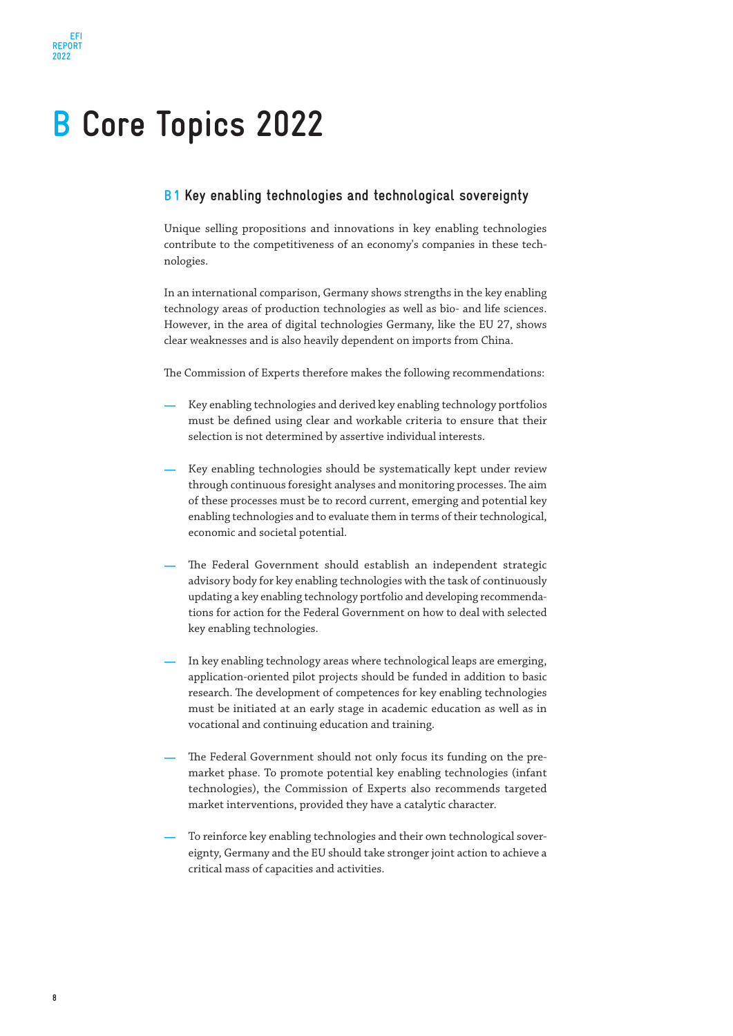# B Core Topics 2022

## B 1 Key enabling technologies and technological sovereignty

Unique selling propositions and innovations in key enabling technologies contribute to the competitiveness of an economy's companies in these technologies.

In an international comparison, Germany shows strengths in the key enabling technology areas of production technologies as well as bio- and life sciences. However, in the area of digital technologies Germany, like the EU 27, shows clear weaknesses and is also heavily dependent on imports from China.

The Commission of Experts therefore makes the following recommendations:

— Key enabling technologies and derived key enabling technology portfolios must be defined using clear and workable criteria to ensure that their selection is not determined by assertive individual interests.

— Key enabling technologies should be systematically kept under review through continuous foresight analyses and monitoring processes. The aim of these processes must be to record current, emerging and potential key enabling technologies and to evaluate them in terms of their technological, economic and societal potential.

— The Federal Government should establish an independent strategic advisory body for key enabling technologies with the task of continuously updating a key enabling technology portfolio and developing recommendations for action for the Federal Government on how to deal with selected key enabling technologies.

— In key enabling technology areas where technological leaps are emerging, application-oriented pilot projects should be funded in addition to basic research. The development of competences for key enabling technologies must be initiated at an early stage in academic education as well as in vocational and continuing education and training.

— The Federal Government should not only focus its funding on the pre-market phase. To promote potential key enabling technologies (infant technologies), the Commission of Experts also recommends targeted market interventions, provided they have a catalytic character.

— To reinforce key enabling technologies and their own technological sovereignty, Germany and the EU should take stronger joint action to achieve a critical mass of capacities and activities.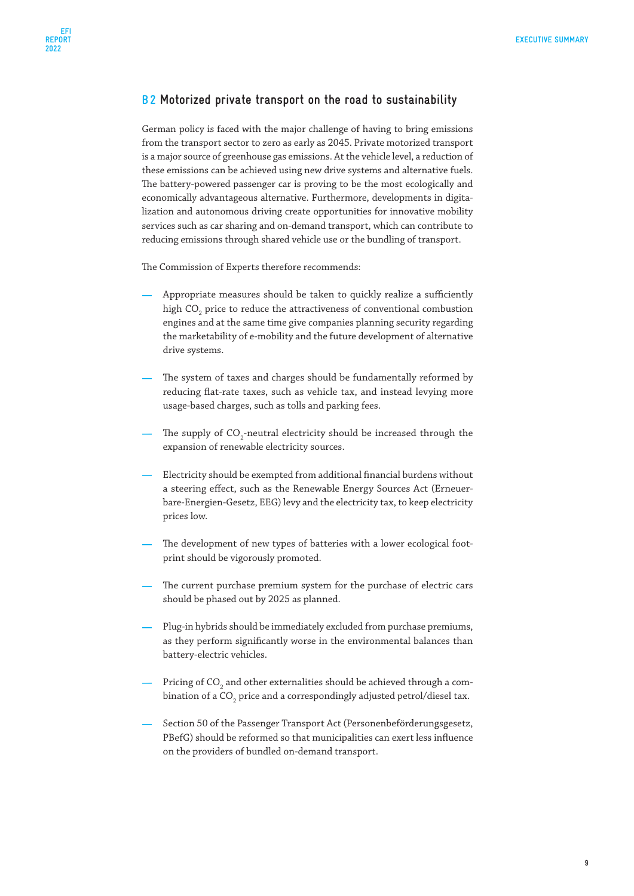## B 2 Motorized private transport on the road to sustainability

German policy is faced with the major challenge of having to bring emissions from the transport sector to zero as early as 2045. Private motorized transport is a major source of greenhouse gas emissions. At the vehicle level, a reduction of these emissions can be achieved using new drive systems and alternative fuels. The battery-powered passenger car is proving to be the most ecologically and economically advantageous alternative. Furthermore, developments in digitalization and autonomous driving create opportunities for innovative mobility services such as car sharing and on-demand transport, which can contribute to reducing emissions through shared vehicle use or the bundling of transport.

The Commission of Experts therefore recommends:

- Appropriate measures should be taken to quickly realize a sufficiently high $CO_2$ price to reduce the attractiveness of conventional combustion engines and at the same time give companies planning security regarding the marketability of e-mobility and the future development of alternative drive systems.
- The system of taxes and charges should be fundamentally reformed by reducing flat-rate taxes, such as vehicle tax, and instead levying more usage-based charges, such as tolls and parking fees.
- The supply of $CO_2$-neutral electricity should be increased through the expansion of renewable electricity sources.
- Electricity should be exempted from additional financial burdens without a steering effect, such as the Renewable Energy Sources Act (Erneuerbare-Energien-Gesetz, EEG) levy and the electricity tax, to keep electricity prices low.
- The development of new types of batteries with a lower ecological footprint should be vigorously promoted.
- The current purchase premium system for the purchase of electric cars should be phased out by 2025 as planned.
- Plug-in hybrids should be immediately excluded from purchase premiums, as they perform significantly worse in the environmental balances than battery-electric vehicles.
- Pricing of $CO_2$ and other externalities should be achieved through a combination of a $CO_2$ price and a correspondingly adjusted petrol/diesel tax.
- Section 50 of the Passenger Transport Act (Personenbeförderungsgesetz, PBefG) should be reformed so that municipalities can exert less influence on the providers of bundled on-demand transport.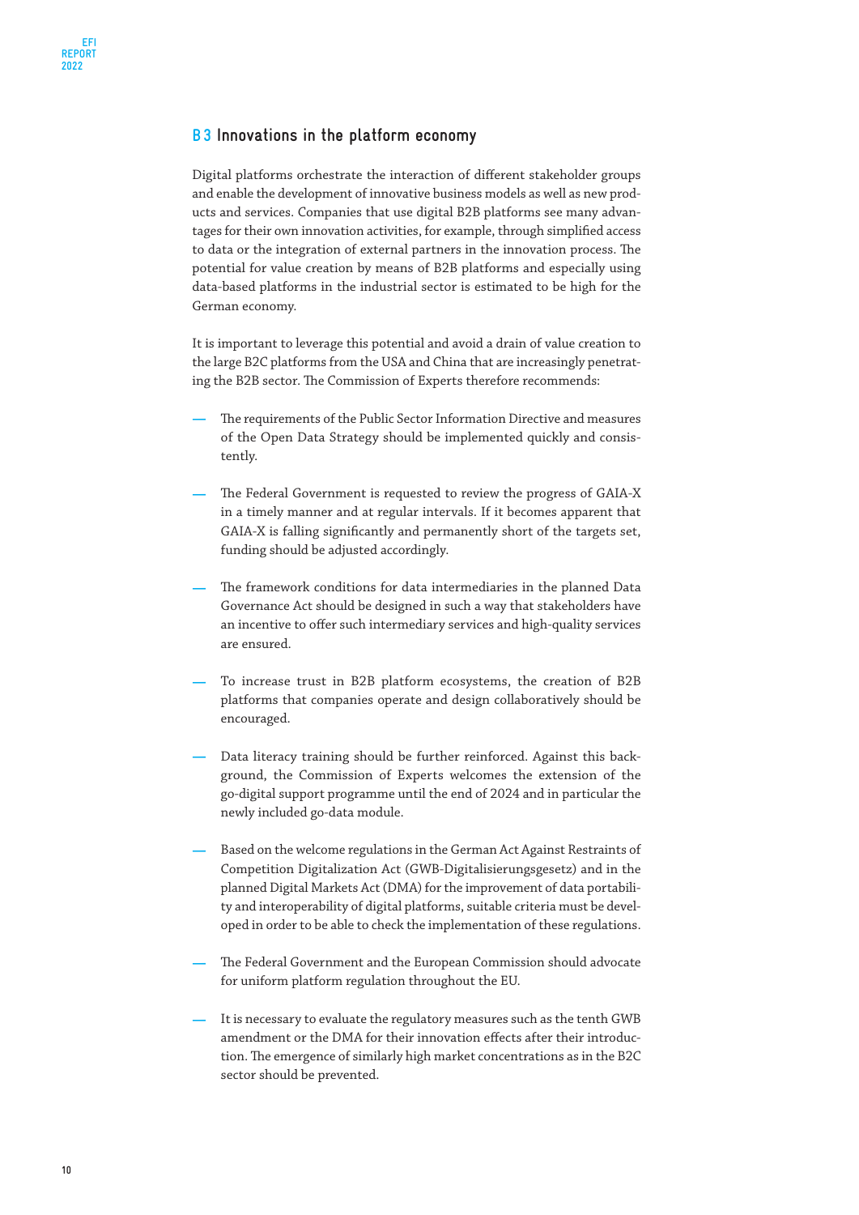## B 3 Innovations in the platform economy

Digital platforms orchestrate the interaction of different stakeholder groups and enable the development of innovative business models as well as new products and services. Companies that use digital B2B platforms see many advantages for their own innovation activities, for example, through simplified access to data or the integration of external partners in the innovation process. The potential for value creation by means of B2B platforms and especially using data-based platforms in the industrial sector is estimated to be high for the German economy.

It is important to leverage this potential and avoid a drain of value creation to the large B2C platforms from the USA and China that are increasingly penetrating the B2B sector. The Commission of Experts therefore recommends:

- The requirements of the Public Sector Information Directive and measures of the Open Data Strategy should be implemented quickly and consistently.
- The Federal Government is requested to review the progress of GAIA-X in a timely manner and at regular intervals. If it becomes apparent that GAIA-X is falling significantly and permanently short of the targets set, funding should be adjusted accordingly.
- The framework conditions for data intermediaries in the planned Data Governance Act should be designed in such a way that stakeholders have an incentive to offer such intermediary services and high-quality services are ensured.
- To increase trust in B2B platform ecosystems, the creation of B2B platforms that companies operate and design collaboratively should be encouraged.
- Data literacy training should be further reinforced. Against this background, the Commission of Experts welcomes the extension of the go-digital support programme until the end of 2024 and in particular the newly included go-data module.
- Based on the welcome regulations in the German Act Against Restraints of Competition Digitalization Act (GWB-Digitalisierungsgesetz) and in the planned Digital Markets Act (DMA) for the improvement of data portability and interoperability of digital platforms, suitable criteria must be developed in order to be able to check the implementation of these regulations.
- The Federal Government and the European Commission should advocate for uniform platform regulation throughout the EU.
- It is necessary to evaluate the regulatory measures such as the tenth GWB amendment or the DMA for their innovation effects after their introduction. The emergence of similarly high market concentrations as in the B2C sector should be prevented.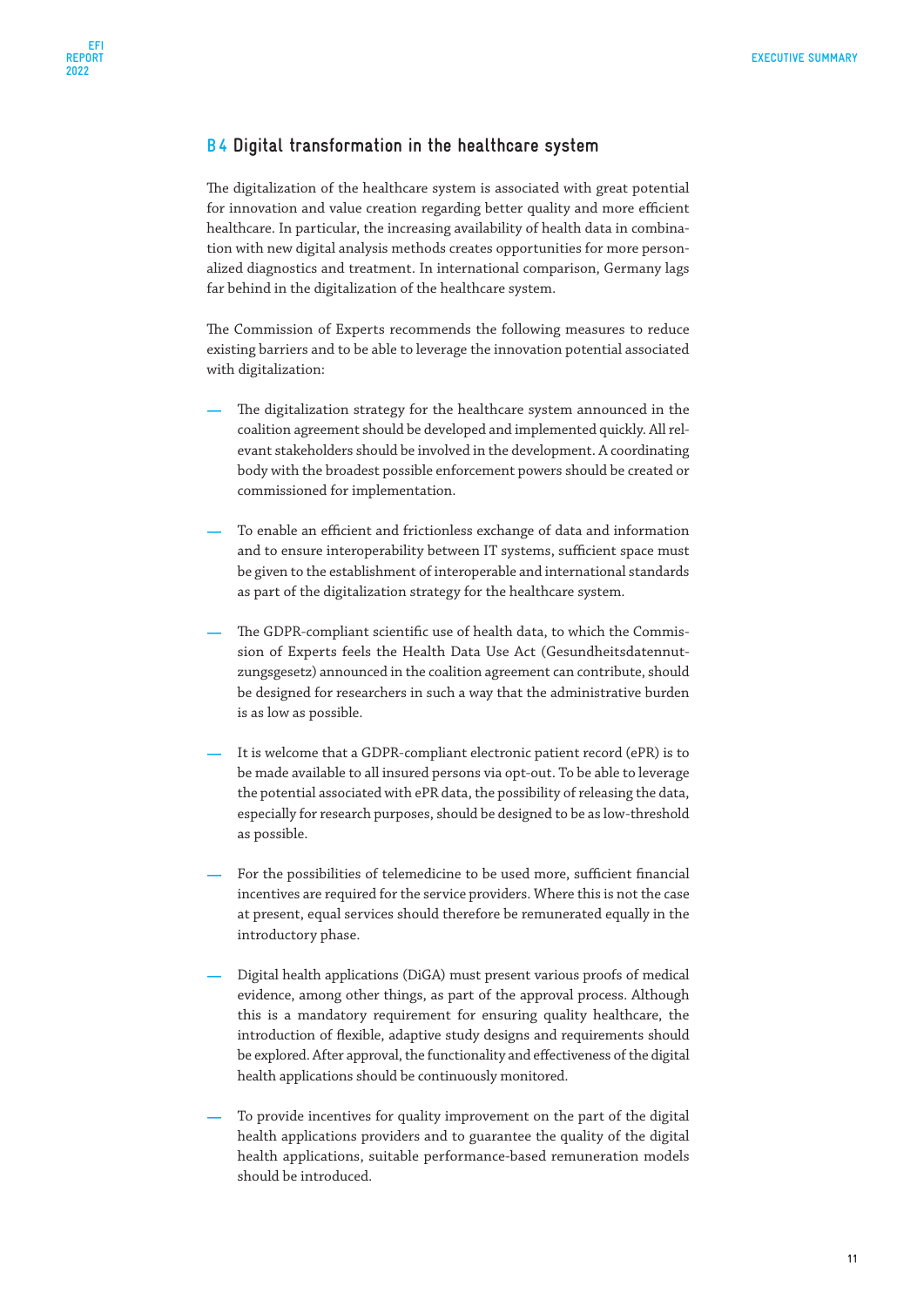## B 4 Digital transformation in the healthcare system

The digitalization of the healthcare system is associated with great potential for innovation and value creation regarding better quality and more efficient healthcare. In particular, the increasing availability of health data in combination with new digital analysis methods creates opportunities for more personalized diagnostics and treatment. In international comparison, Germany lags far behind in the digitalization of the healthcare system.

The Commission of Experts recommends the following measures to reduce existing barriers and to be able to leverage the innovation potential associated with digitalization:

- The digitalization strategy for the healthcare system announced in the coalition agreement should be developed and implemented quickly. All relevant stakeholders should be involved in the development. A coordinating body with the broadest possible enforcement powers should be created or commissioned for implementation.
- To enable an efficient and frictionless exchange of data and information and to ensure interoperability between IT systems, sufficient space must be given to the establishment of interoperable and international standards as part of the digitalization strategy for the healthcare system.
- The GDPR-compliant scientific use of health data, to which the Commission of Experts feels the Health Data Use Act (Gesundheitsdatennutzungsgesetz) announced in the coalition agreement can contribute, should be designed for researchers in such a way that the administrative burden is as low as possible.
- It is welcome that a GDPR-compliant electronic patient record (ePR) is to be made available to all insured persons via opt-out. To be able to leverage the potential associated with ePR data, the possibility of releasing the data, especially for research purposes, should be designed to be as low-threshold as possible.
- For the possibilities of telemedicine to be used more, sufficient financial incentives are required for the service providers. Where this is not the case at present, equal services should therefore be remunerated equally in the introductory phase.
- Digital health applications (DiGA) must present various proofs of medical evidence, among other things, as part of the approval process. Although this is a mandatory requirement for ensuring quality healthcare, the introduction of flexible, adaptive study designs and requirements should be explored. After approval, the functionality and effectiveness of the digital health applications should be continuously monitored.
- To provide incentives for quality improvement on the part of the digital health applications providers and to guarantee the quality of the digital health applications, suitable performance-based remuneration models should be introduced.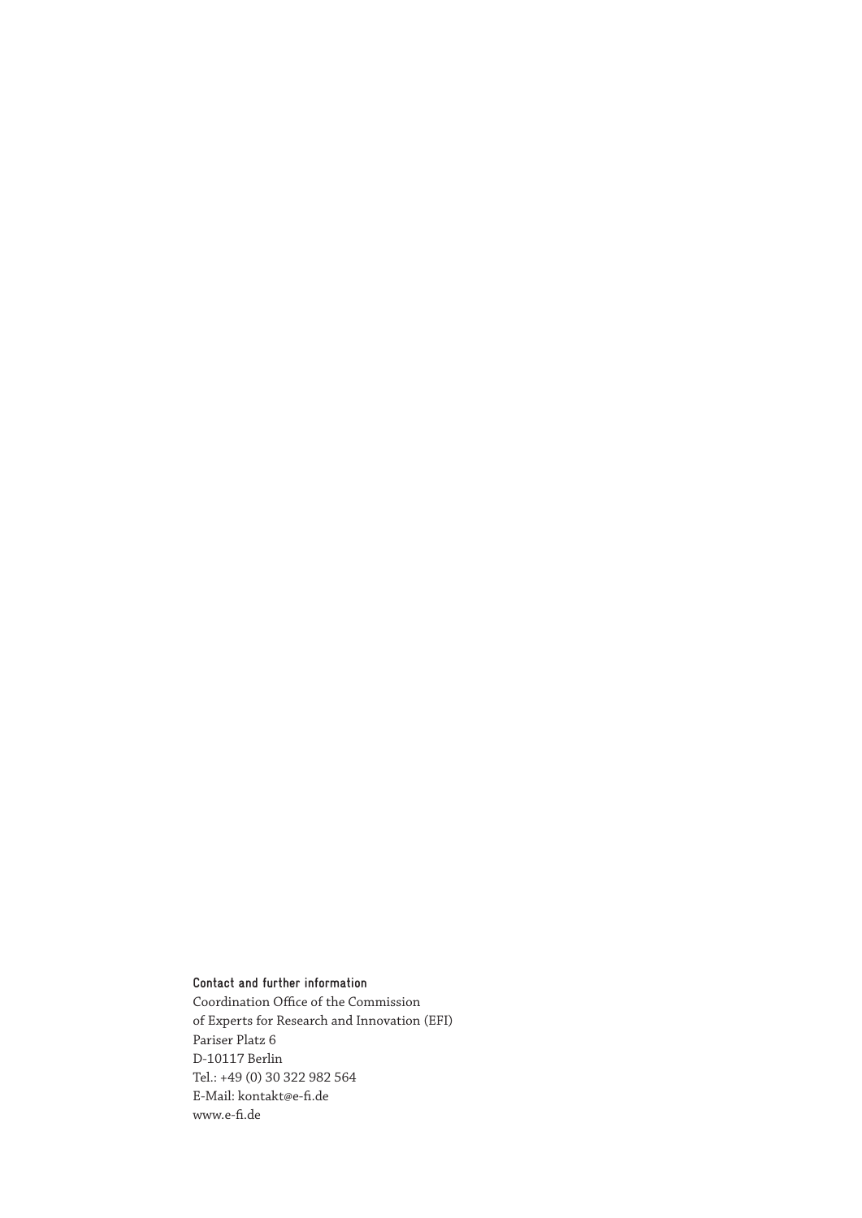**Contact and further information**

Coordination Office of the Commission
of Experts for Research and Innovation (EFI)
Pariser Platz 6
D-10117 Berlin
Tel.: +49 (0) 30 322 982 564
E-Mail: kontakt@e-fi.de
www.e-fi.de